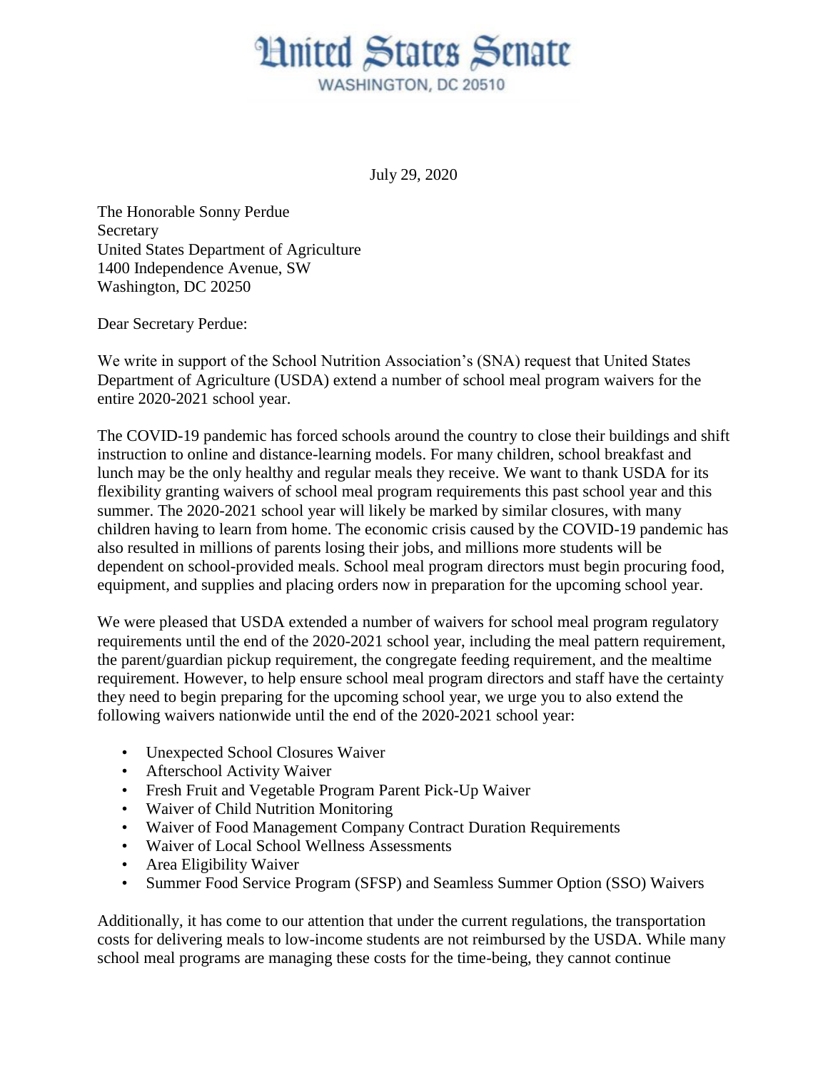# United States Senate

WASHINGTON, DC 20510

July 29, 2020

The Honorable Sonny Perdue
Secretary
United States Department of Agriculture
1400 Independence Avenue, SW
Washington, DC 20250

Dear Secretary Perdue:

We write in support of the School Nutrition Association's (SNA) request that United States Department of Agriculture (USDA) extend a number of school meal program waivers for the entire 2020-2021 school year.

The COVID-19 pandemic has forced schools around the country to close their buildings and shift instruction to online and distance-learning models. For many children, school breakfast and lunch may be the only healthy and regular meals they receive. We want to thank USDA for its flexibility granting waivers of school meal program requirements this past school year and this summer. The 2020-2021 school year will likely be marked by similar closures, with many children having to learn from home. The economic crisis caused by the COVID-19 pandemic has also resulted in millions of parents losing their jobs, and millions more students will be dependent on school-provided meals. School meal program directors must begin procuring food, equipment, and supplies and placing orders now in preparation for the upcoming school year.

We were pleased that USDA extended a number of waivers for school meal program regulatory requirements until the end of the 2020-2021 school year, including the meal pattern requirement, the parent/guardian pickup requirement, the congregate feeding requirement, and the mealtime requirement. However, to help ensure school meal program directors and staff have the certainty they need to begin preparing for the upcoming school year, we urge you to also extend the following waivers nationwide until the end of the 2020-2021 school year:

- Unexpected School Closures Waiver
- Afterschool Activity Waiver
- Fresh Fruit and Vegetable Program Parent Pick-Up Waiver
- Waiver of Child Nutrition Monitoring
- Waiver of Food Management Company Contract Duration Requirements
- Waiver of Local School Wellness Assessments
- Area Eligibility Waiver
- Summer Food Service Program (SFSP) and Seamless Summer Option (SSO) Waivers

Additionally, it has come to our attention that under the current regulations, the transportation costs for delivering meals to low-income students are not reimbursed by the USDA. While many school meal programs are managing these costs for the time-being, they cannot continue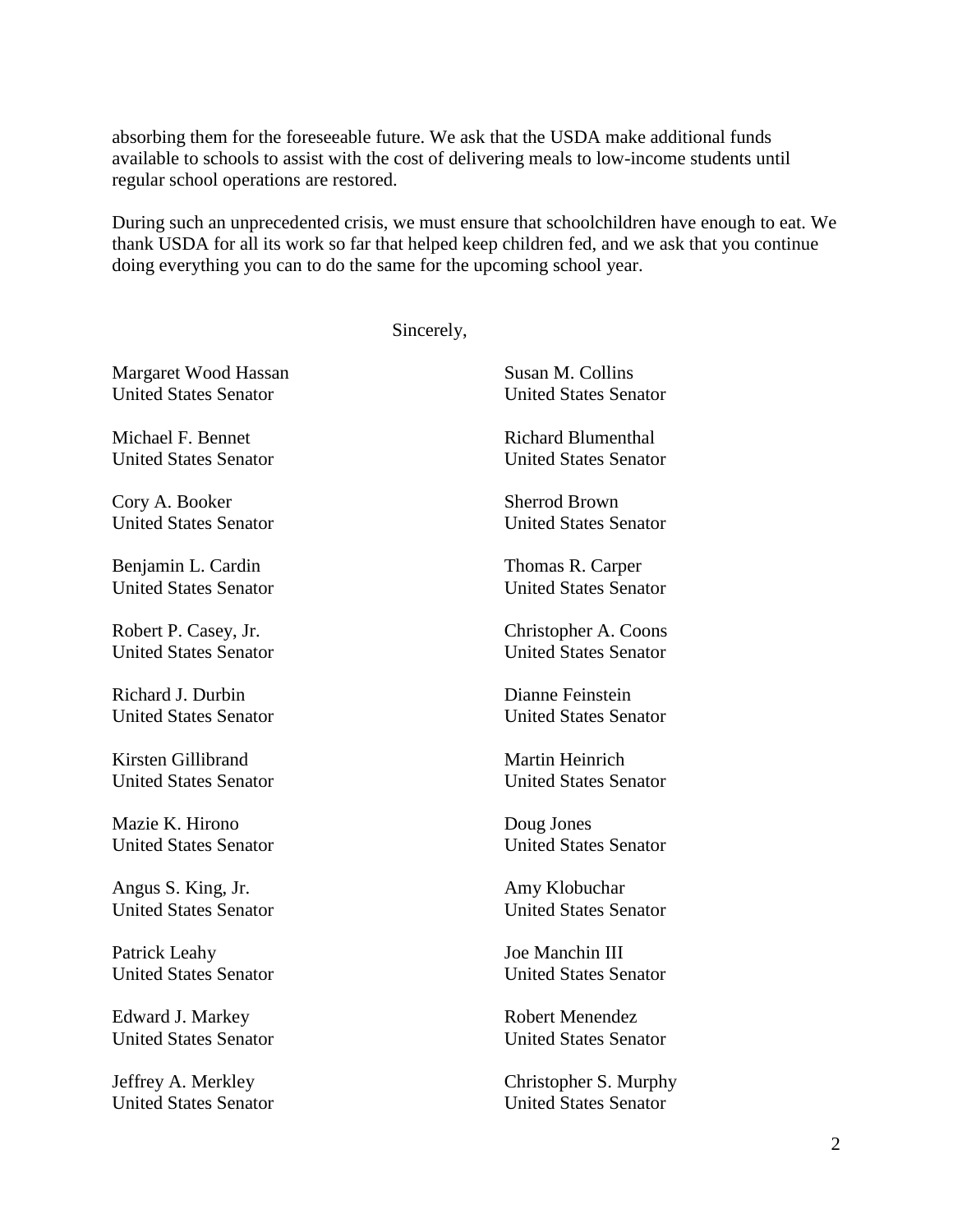absorbing them for the foreseeable future. We ask that the USDA make additional funds available to schools to assist with the cost of delivering meals to low-income students until regular school operations are restored.

During such an unprecedented crisis, we must ensure that schoolchildren have enough to eat. We thank USDA for all its work so far that helped keep children fed, and we ask that you continue doing everything you can to do the same for the upcoming school year.

Sincerely,

Margaret Wood Hassan
United States Senator

Susan M. Collins
United States Senator

Michael F. Bennet
United States Senator

Richard Blumenthal
United States Senator

Cory A. Booker
United States Senator

Sherrod Brown
United States Senator

Benjamin L. Cardin
United States Senator

Thomas R. Carper
United States Senator

Robert P. Casey, Jr.
United States Senator

Christopher A. Coons
United States Senator

Richard J. Durbin
United States Senator

Dianne Feinstein
United States Senator

Kirsten Gillibrand
United States Senator

Martin Heinrich
United States Senator

Mazie K. Hirono
United States Senator

Doug Jones
United States Senator

Angus S. King, Jr.
United States Senator

Amy Klobuchar
United States Senator

Patrick Leahy
United States Senator

Joe Manchin III
United States Senator

Edward J. Markey
United States Senator

Robert Menendez
United States Senator

Jeffrey A. Merkley
United States Senator

Christopher S. Murphy
United States Senator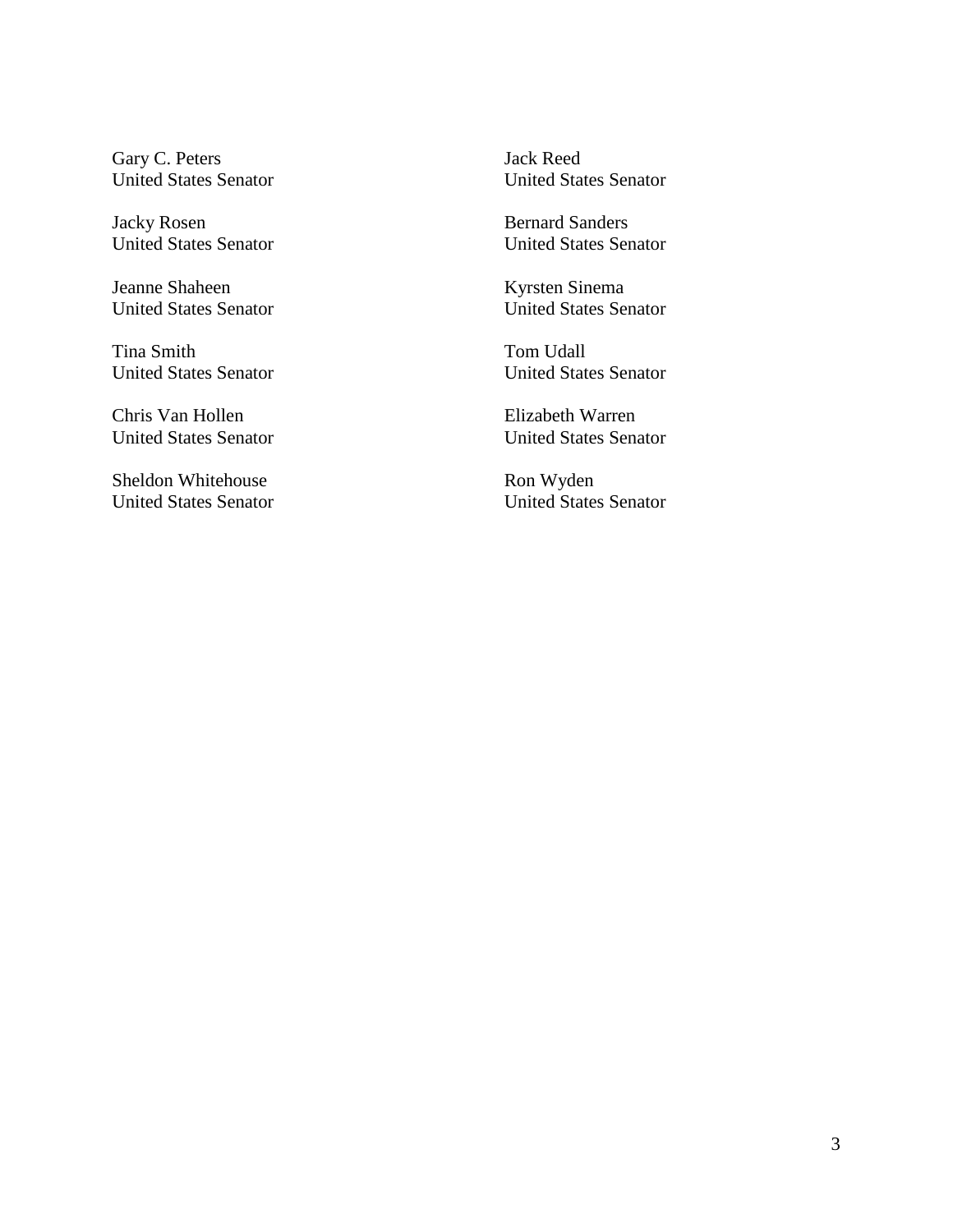Gary C. Peters
United States Senator

Jack Reed
United States Senator

Jacky Rosen
United States Senator

Bernard Sanders
United States Senator

Jeanne Shaheen
United States Senator

Kyrsten Sinema
United States Senator

Tina Smith
United States Senator

Tom Udall
United States Senator

Chris Van Hollen
United States Senator

Elizabeth Warren
United States Senator

Sheldon Whitehouse
United States Senator

Ron Wyden
United States Senator